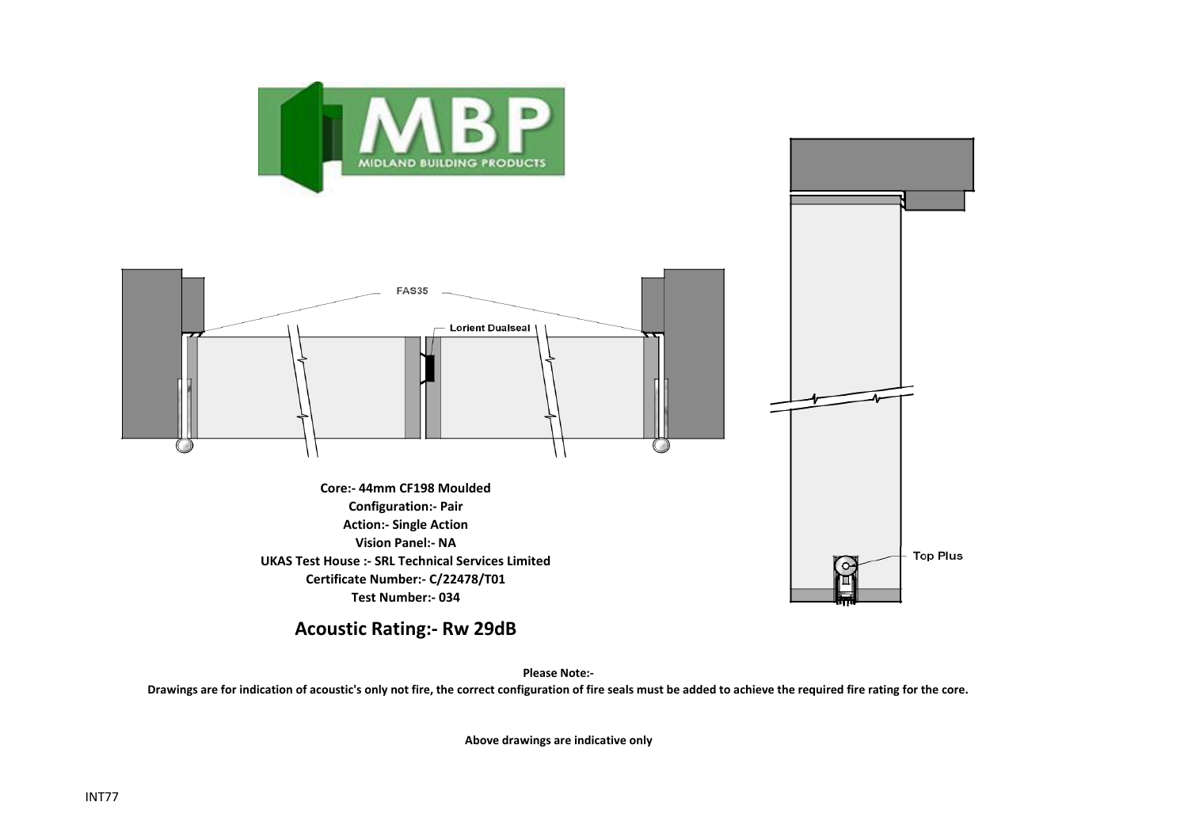FAS35

Lorient Dualseal

Top Plus

**Core:- 44mm CF198 Moulded**
**Configuration:- Pair**
**Action:- Single Action**
**Vision Panel:- NA**
**UKAS Test House :- SRL Technical Services Limited**
**Certificate Number:- C/22478/T01**
**Test Number:- 034**

## Acoustic Rating:- Rw 29dB

**Please Note:-**

**Drawings are for indication of acoustic's only not fire, the correct configuration of fire seals must be added to achieve the required fire rating for the core.**

**Above drawings are indicative only**

INT77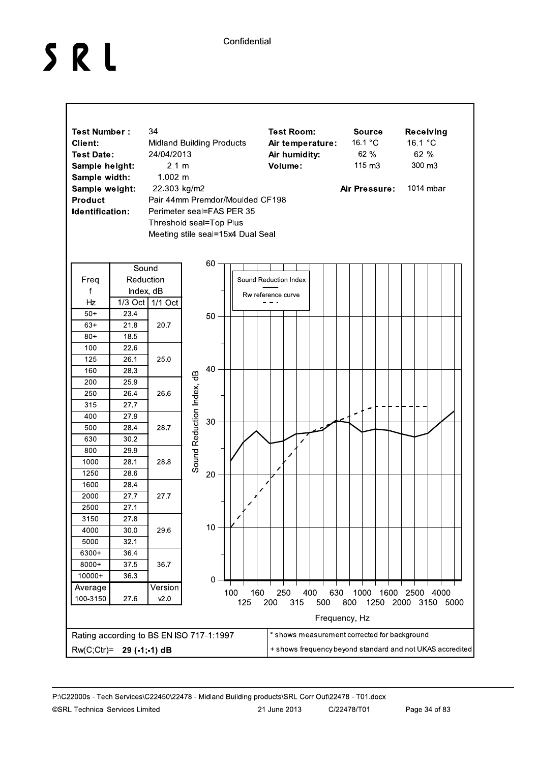Confidential

| | | | | | |
|---|---|---|---|---|---|
| **Test Number :** | 34 | **Test Room:** | **Source** | **Receiving** |
| **Client:** | Midland Building Products | **Air temperature:** | 16.1 °C | 16.1 °C |
| **Test Date:** | 24/04/2013 | **Air humidity:** | 62 % | 62 % |
| **Sample height:** | 2.1 m | **Volume:** | 115 m3 | 300 m3 |
| **Sample width:** | 1.002 m | | | |
| **Sample weight:** | 22.303 kg/m2 | **Air Pressure:** | 1014 mbar | |

**Product Identification:** Pair 44mm Premdor/Moulded CF198
Perimeter seal=FAS PER 35
Threshold seal=Top Plus
Meeting stile seal=15x4 Dual Seal

| Freq f Hz | Sound Reduction Index, dB 1/3 Oct | 1/1 Oct |
|---|---|---|
| 50+ | 23.4 | |
| 63+ | 21.8 | 20.7 |
| 80+ | 18.5 | |
| 100 | 22.6 | |
| 125 | 26.1 | 25.0 |
| 160 | 28.3 | |
| 200 | 25.9 | |
| 250 | 26.4 | 26.6 |
| 315 | 27.7 | |
| 400 | 27.9 | |
| 500 | 28.4 | 28.7 |
| 630 | 30.2 | |
| 800 | 29.9 | |
| 1000 | 28.1 | 28.8 |
| 1250 | 28.6 | |
| 1600 | 28.4 | |
| 2000 | 27.7 | 27.7 |
| 2500 | 27.1 | |
| 3150 | 27.8 | |
| 4000 | 30.0 | 29.6 |
| 5000 | 32.1 | |
| 6300+ | 36.4 | |
| 8000+ | 37.5 | 36.7 |
| 10000+ | 36.3 | |
| Average 100-3150 | 27.6 | Version v2.0 |

Sound Reduction Index
Rw reference curve
Sound Reduction Index, dB
60
50
40
30
20
10
0
100 125 160 200 250 315 400 500 630 800 1000 1250 1600 2000 2500 3150 4000 5000
Frequency, Hz

Rating according to BS EN ISO 717-1:1997

Rw(C;Ctr)= **29 (-1;-1) dB**

\* shows measurement corrected for background

+ shows frequency beyond standard and not UKAS accredited

P:\C22000s - Tech Services\C22450\22478 - Midland Building products\SRL Corr Out\22478 - T01.docx
©SRL Technical Services Limited 21 June 2013 C/22478/T01